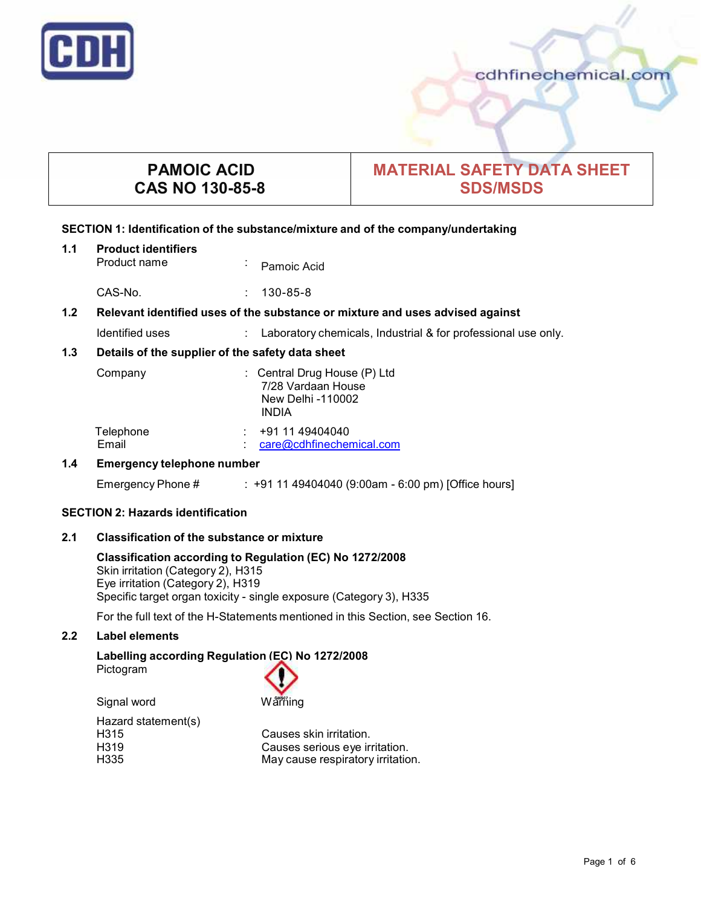# PAMOIC ACID
# CAS NO 130-85-8

# MATERIAL SAFETY DATA SHEET SDS/MSDS

## SECTION 1: Identification of the substance/mixture and of the company/undertaking

### 1.1 Product identifiers

| | | |
|---|---|---|
| Product name | : | Pamoic Acid |
| CAS-No. | : | 130-85-8 |

### 1.2 Relevant identified uses of the substance or mixture and uses advised against

| | | |
|---|---|---|
| Identified uses | : | Laboratory chemicals, Industrial & for professional use only. |

### 1.3 Details of the supplier of the safety data sheet

| | | |
|---|---|---|
| Company | : | Central Drug House (P) Ltd<br>7/28 Vardaan House<br>New Delhi -110002<br>INDIA |
| Telephone | : | +91 11 49404040 |
| Email | : | care@cdhfinechemical.com |

### 1.4 Emergency telephone number

| | | |
|---|---|---|
| Emergency Phone # | : | +91 11 49404040 (9:00am - 6:00 pm) [Office hours] |

## SECTION 2: Hazards identification

### 2.1 Classification of the substance or mixture

**Classification according to Regulation (EC) No 1272/2008**
Skin irritation (Category 2), H315
Eye irritation (Category 2), H319
Specific target organ toxicity - single exposure (Category 3), H335

For the full text of the H-Statements mentioned in this Section, see Section 16.

### 2.2 Label elements

**Labelling according Regulation (EC) No 1272/2008**

Pictogram: GHS07

Signal word: Warning

Hazard statement(s)

| | |
|---|---|
| H315 | Causes skin irritation. |
| H319 | Causes serious eye irritation. |
| H335 | May cause respiratory irritation. |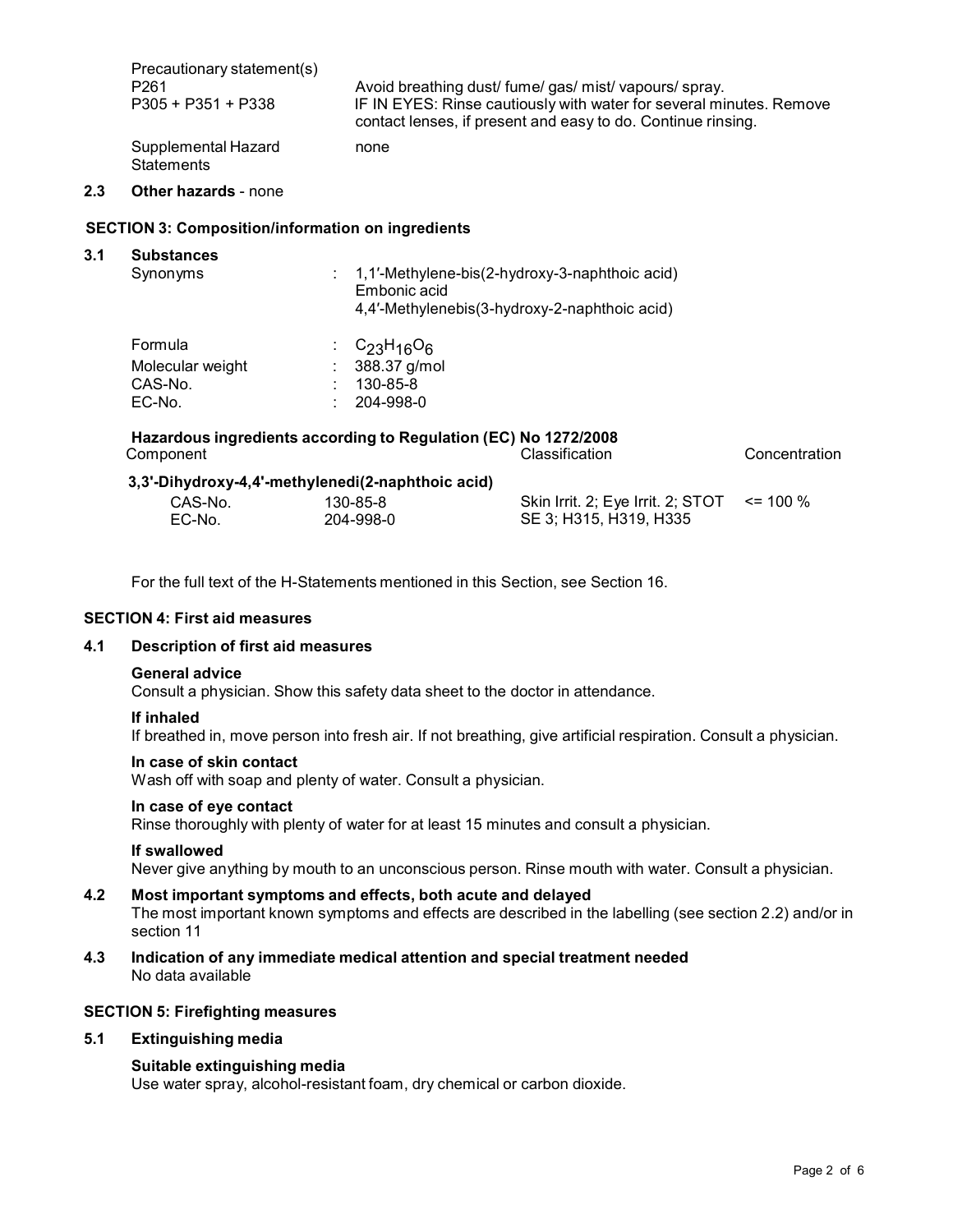| | |
|---|---|
| Precautionary statement(s) | |
| P261 | Avoid breathing dust/ fume/ gas/ mist/ vapours/ spray. |
| P305 + P351 + P338 | IF IN EYES: Rinse cautiously with water for several minutes. Remove contact lenses, if present and easy to do. Continue rinsing. |
| Supplemental Hazard Statements | none |

**2.3 Other hazards** - none

## SECTION 3: Composition/information on ingredients

### 3.1 Substances

| | |
|---|---|
| Synonyms | : 1,1′-Methylene-bis(2-hydroxy-3-naphthoic acid)<br>Embonic acid<br>4,4′-Methylenebis(3-hydroxy-2-naphthoic acid) |
| Formula | : $C_{23}H_{16}O_6$ |
| Molecular weight | : 388.37 g/mol |
| CAS-No. | : 130-85-8 |
| EC-No. | : 204-998-0 |

**Hazardous ingredients according to Regulation (EC) No 1272/2008**

| Component | | Classification | Concentration |
|---|---|---|---|
| **3,3'-Dihydroxy-4,4'-methylenedi(2-naphthoic acid)** | | | |
| CAS-No.<br>EC-No. | 130-85-8<br>204-998-0 | Skin Irrit. 2; Eye Irrit. 2; STOT SE 3; H315, H319, H335 | <= 100 % |

For the full text of the H-Statements mentioned in this Section, see Section 16.

## SECTION 4: First aid measures

### 4.1 Description of first aid measures

**General advice**

Consult a physician. Show this safety data sheet to the doctor in attendance.

**If inhaled**

If breathed in, move person into fresh air. If not breathing, give artificial respiration. Consult a physician.

**In case of skin contact**

Wash off with soap and plenty of water. Consult a physician.

**In case of eye contact**

Rinse thoroughly with plenty of water for at least 15 minutes and consult a physician.

**If swallowed**

Never give anything by mouth to an unconscious person. Rinse mouth with water. Consult a physician.

### 4.2 Most important symptoms and effects, both acute and delayed

The most important known symptoms and effects are described in the labelling (see section 2.2) and/or in section 11

### 4.3 Indication of any immediate medical attention and special treatment needed

No data available

## SECTION 5: Firefighting measures

### 5.1 Extinguishing media

**Suitable extinguishing media**

Use water spray, alcohol-resistant foam, dry chemical or carbon dioxide.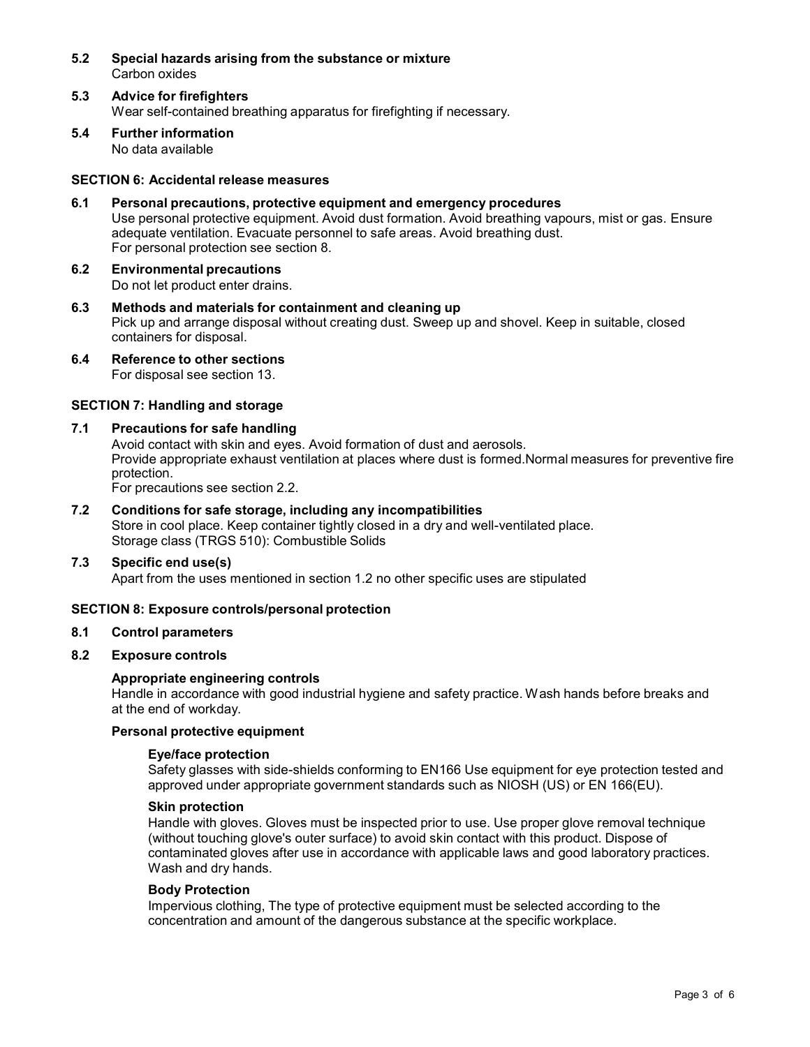**5.2 Special hazards arising from the substance or mixture**

Carbon oxides

**5.3 Advice for firefighters**

Wear self-contained breathing apparatus for firefighting if necessary.

**5.4 Further information**

No data available

## SECTION 6: Accidental release measures

**6.1 Personal precautions, protective equipment and emergency procedures**

Use personal protective equipment. Avoid dust formation. Avoid breathing vapours, mist or gas. Ensure adequate ventilation. Evacuate personnel to safe areas. Avoid breathing dust.
For personal protection see section 8.

**6.2 Environmental precautions**

Do not let product enter drains.

**6.3 Methods and materials for containment and cleaning up**

Pick up and arrange disposal without creating dust. Sweep up and shovel. Keep in suitable, closed containers for disposal.

**6.4 Reference to other sections**

For disposal see section 13.

## SECTION 7: Handling and storage

**7.1 Precautions for safe handling**

Avoid contact with skin and eyes. Avoid formation of dust and aerosols.
Provide appropriate exhaust ventilation at places where dust is formed.Normal measures for preventive fire protection.
For precautions see section 2.2.

**7.2 Conditions for safe storage, including any incompatibilities**

Store in cool place. Keep container tightly closed in a dry and well-ventilated place.
Storage class (TRGS 510): Combustible Solids

**7.3 Specific end use(s)**

Apart from the uses mentioned in section 1.2 no other specific uses are stipulated

## SECTION 8: Exposure controls/personal protection

**8.1 Control parameters**

**8.2 Exposure controls**

**Appropriate engineering controls**

Handle in accordance with good industrial hygiene and safety practice. Wash hands before breaks and at the end of workday.

**Personal protective equipment**

**Eye/face protection**

Safety glasses with side-shields conforming to EN166 Use equipment for eye protection tested and approved under appropriate government standards such as NIOSH (US) or EN 166(EU).

**Skin protection**

Handle with gloves. Gloves must be inspected prior to use. Use proper glove removal technique (without touching glove's outer surface) to avoid skin contact with this product. Dispose of contaminated gloves after use in accordance with applicable laws and good laboratory practices. Wash and dry hands.

**Body Protection**

Impervious clothing, The type of protective equipment must be selected according to the concentration and amount of the dangerous substance at the specific workplace.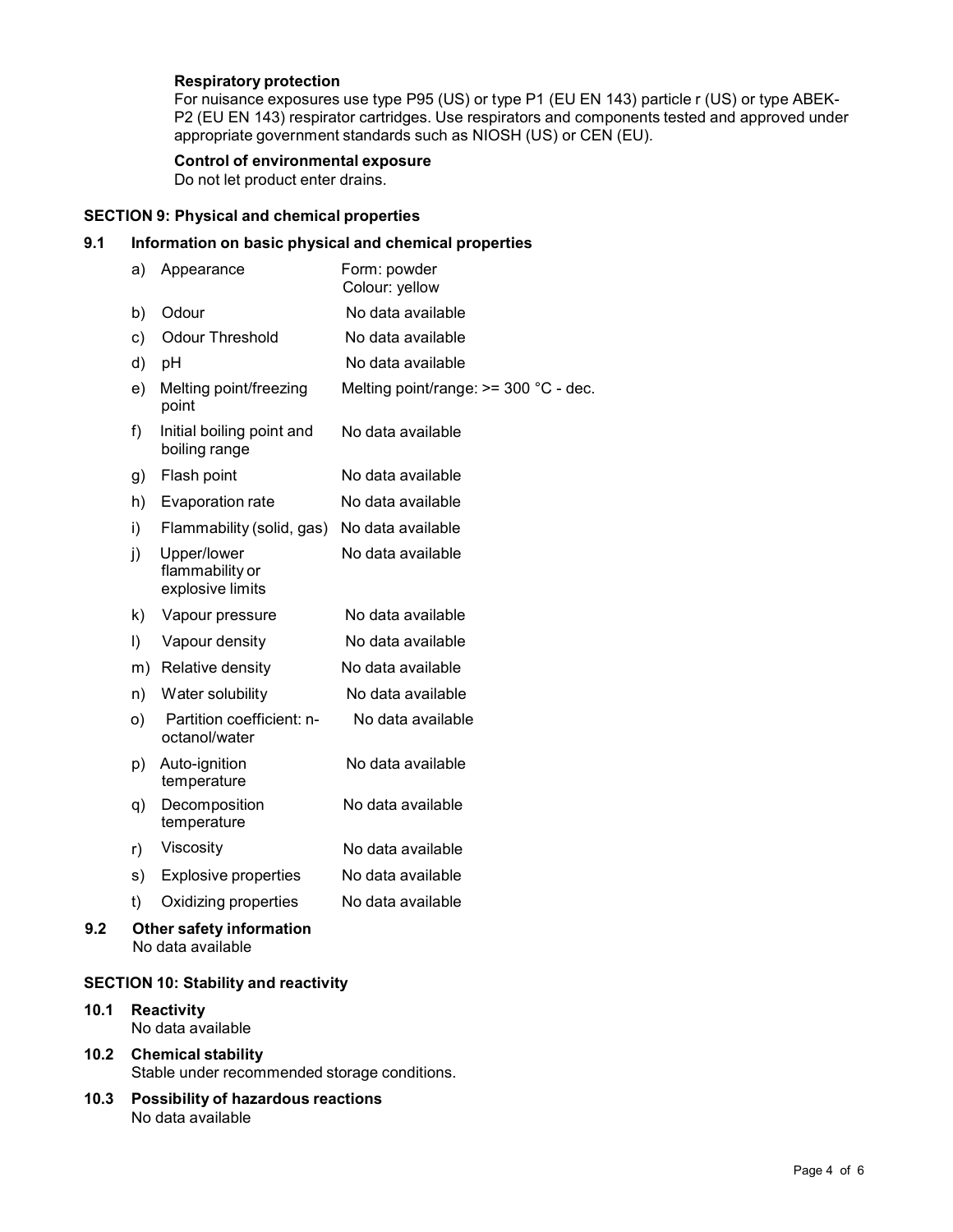**Respiratory protection**
For nuisance exposures use type P95 (US) or type P1 (EU EN 143) particle r (US) or type ABEK-P2 (EU EN 143) respirator cartridges. Use respirators and components tested and approved under appropriate government standards such as NIOSH (US) or CEN (EU).

**Control of environmental exposure**
Do not let product enter drains.

## SECTION 9: Physical and chemical properties

### 9.1 Information on basic physical and chemical properties

| | | |
|---|---|---|
| a) | Appearance | Form: powder<br>Colour: yellow |
| b) | Odour | No data available |
| c) | Odour Threshold | No data available |
| d) | pH | No data available |
| e) | Melting point/freezing point | Melting point/range: >= 300 °C - dec. |
| f) | Initial boiling point and boiling range | No data available |
| g) | Flash point | No data available |
| h) | Evaporation rate | No data available |
| i) | Flammability (solid, gas) | No data available |
| j) | Upper/lower flammability or explosive limits | No data available |
| k) | Vapour pressure | No data available |
| l) | Vapour density | No data available |
| m) | Relative density | No data available |
| n) | Water solubility | No data available |
| o) | Partition coefficient: n-octanol/water | No data available |
| p) | Auto-ignition temperature | No data available |
| q) | Decomposition temperature | No data available |
| r) | Viscosity | No data available |
| s) | Explosive properties | No data available |
| t) | Oxidizing properties | No data available |

### 9.2 Other safety information
No data available

## SECTION 10: Stability and reactivity

### 10.1 Reactivity
No data available

### 10.2 Chemical stability
Stable under recommended storage conditions.

### 10.3 Possibility of hazardous reactions
No data available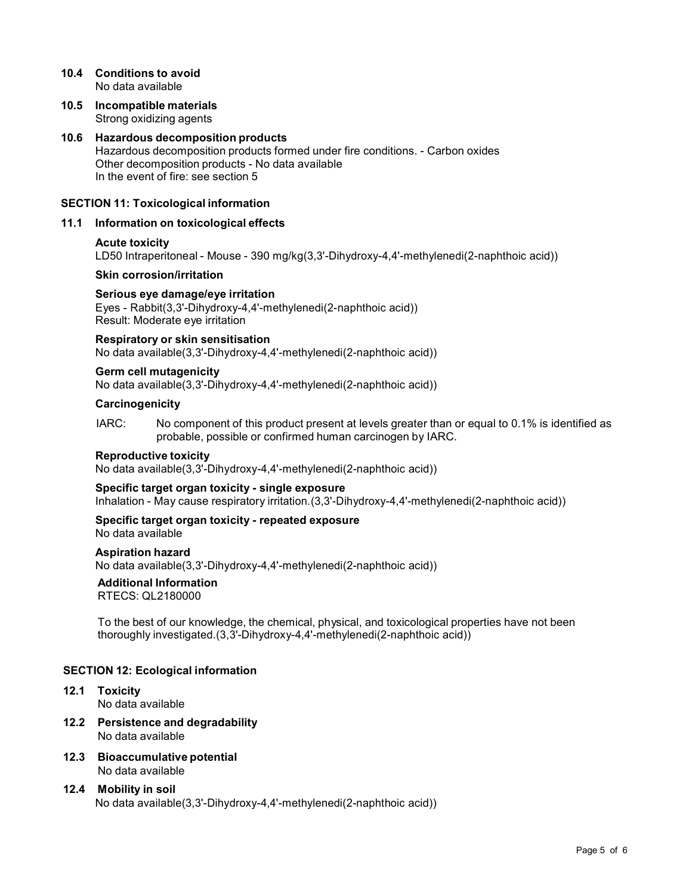### 10.4 Conditions to avoid

No data available

### 10.5 Incompatible materials

Strong oxidizing agents

### 10.6 Hazardous decomposition products

Hazardous decomposition products formed under fire conditions. - Carbon oxides
Other decomposition products - No data available
In the event of fire: see section 5

## SECTION 11: Toxicological information

### 11.1 Information on toxicological effects

**Acute toxicity**

LD50 Intraperitoneal - Mouse - 390 mg/kg(3,3'-Dihydroxy-4,4'-methylenedi(2-naphthoic acid))

**Skin corrosion/irritation**

**Serious eye damage/eye irritation**

Eyes - Rabbit(3,3'-Dihydroxy-4,4'-methylenedi(2-naphthoic acid))
Result: Moderate eye irritation

**Respiratory or skin sensitisation**

No data available(3,3'-Dihydroxy-4,4'-methylenedi(2-naphthoic acid))

**Germ cell mutagenicity**

No data available(3,3'-Dihydroxy-4,4'-methylenedi(2-naphthoic acid))

**Carcinogenicity**

IARC: No component of this product present at levels greater than or equal to 0.1% is identified as probable, possible or confirmed human carcinogen by IARC.

**Reproductive toxicity**

No data available(3,3'-Dihydroxy-4,4'-methylenedi(2-naphthoic acid))

**Specific target organ toxicity - single exposure**

Inhalation - May cause respiratory irritation.(3,3'-Dihydroxy-4,4'-methylenedi(2-naphthoic acid))

**Specific target organ toxicity - repeated exposure**

No data available

**Aspiration hazard**

No data available(3,3'-Dihydroxy-4,4'-methylenedi(2-naphthoic acid))

**Additional Information**

RTECS: QL2180000

To the best of our knowledge, the chemical, physical, and toxicological properties have not been thoroughly investigated.(3,3'-Dihydroxy-4,4'-methylenedi(2-naphthoic acid))

## SECTION 12: Ecological information

### 12.1 Toxicity

No data available

### 12.2 Persistence and degradability

No data available

### 12.3 Bioaccumulative potential

No data available

### 12.4 Mobility in soil

No data available(3,3'-Dihydroxy-4,4'-methylenedi(2-naphthoic acid))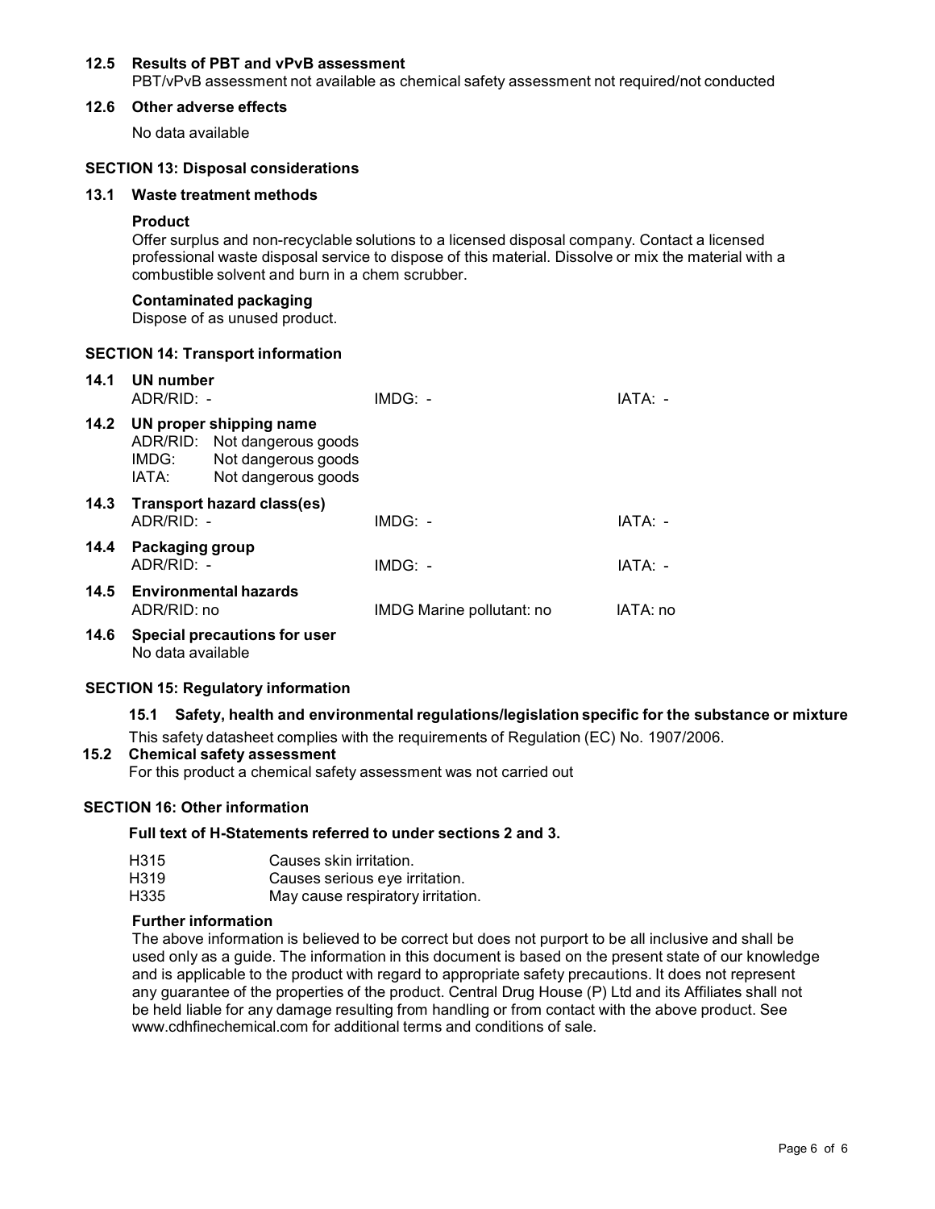#### 12.5 Results of PBT and vPvB assessment

PBT/vPvB assessment not available as chemical safety assessment not required/not conducted

#### 12.6 Other adverse effects

No data available

## SECTION 13: Disposal considerations

### 13.1 Waste treatment methods

**Product**

Offer surplus and non-recyclable solutions to a licensed disposal company. Contact a licensed professional waste disposal service to dispose of this material. Dissolve or mix the material with a combustible solvent and burn in a chem scrubber.

**Contaminated packaging**

Dispose of as unused product.

## SECTION 14: Transport information

### 14.1 UN number

| | | |
|---|---|---|
| ADR/RID: - | IMDG: - | IATA: - |

### 14.2 UN proper shipping name

| | |
|---|---|
| ADR/RID: | Not dangerous goods |
| IMDG: | Not dangerous goods |
| IATA: | Not dangerous goods |

### 14.3 Transport hazard class(es)

| | | |
|---|---|---|
| ADR/RID: - | IMDG: - | IATA: - |

### 14.4 Packaging group

| | | |
|---|---|---|
| ADR/RID: - | IMDG: - | IATA: - |

### 14.5 Environmental hazards

| | | |
|---|---|---|
| ADR/RID: no | IMDG Marine pollutant: no | IATA: no |

### 14.6 Special precautions for user

No data available

## SECTION 15: Regulatory information

### 15.1 Safety, health and environmental regulations/legislation specific for the substance or mixture

This safety datasheet complies with the requirements of Regulation (EC) No. 1907/2006.

### 15.2 Chemical safety assessment

For this product a chemical safety assessment was not carried out

## SECTION 16: Other information

**Full text of H-Statements referred to under sections 2 and 3.**

| | |
|---|---|
| H315 | Causes skin irritation. |
| H319 | Causes serious eye irritation. |
| H335 | May cause respiratory irritation. |

**Further information**

The above information is believed to be correct but does not purport to be all inclusive and shall be used only as a guide. The information in this document is based on the present state of our knowledge and is applicable to the product with regard to appropriate safety precautions. It does not represent any guarantee of the properties of the product. Central Drug House (P) Ltd and its Affiliates shall not be held liable for any damage resulting from handling or from contact with the above product. See www.cdhfinechemical.com for additional terms and conditions of sale.